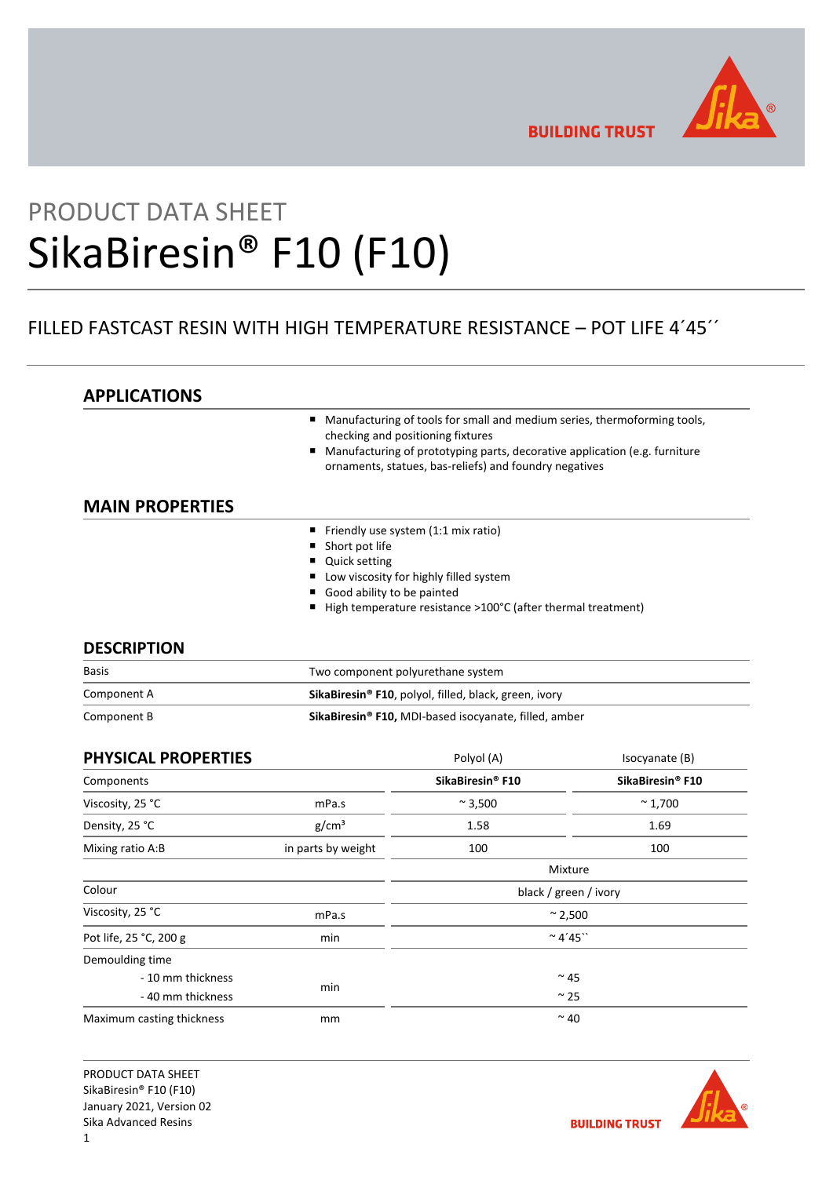# PRODUCT DATA SHEET
# SikaBiresin® F10 (F10)

FILLED FASTCAST RESIN WITH HIGH TEMPERATURE RESISTANCE – POT LIFE 4´45´´

## APPLICATIONS

- Manufacturing of tools for small and medium series, thermoforming tools, checking and positioning fixtures
- Manufacturing of prototyping parts, decorative application (e.g. furniture ornaments, statues, bas-reliefs) and foundry negatives

## MAIN PROPERTIES

- Friendly use system (1:1 mix ratio)
- Short pot life
- Quick setting
- Low viscosity for highly filled system
- Good ability to be painted
- High temperature resistance >100°C (after thermal treatment)

## DESCRIPTION

| | |
|---|---|
| Basis | Two component polyurethane system |
| Component A | **SikaBiresin® F10**, polyol, filled, black, green, ivory |
| Component B | **SikaBiresin® F10,** MDI-based isocyanate, filled, amber |

## PHYSICAL PROPERTIES

| | | Polyol (A) | Isocyanate (B) |
|---|---|---|---|
| Components | | **SikaBiresin® F10** | **SikaBiresin® F10** |
| Viscosity, 25 °C | mPa.s | ~ 3,500 | ~ 1,700 |
| Density, 25 °C | g/cm³ | 1.58 | 1.69 |
| Mixing ratio A:B | in parts by weight | 100 | 100 |
| | | Mixture | |
| Colour | | black / green / ivory | |
| Viscosity, 25 °C | mPa.s | ~ 2,500 | |
| Pot life, 25 °C, 200 g | min | ~ 4´45`` | |
| Demoulding time | | | |
| - 10 mm thickness | min | ~ 45 | |
| - 40 mm thickness | min | ~ 25 | |
| Maximum casting thickness | mm | ~ 40 | |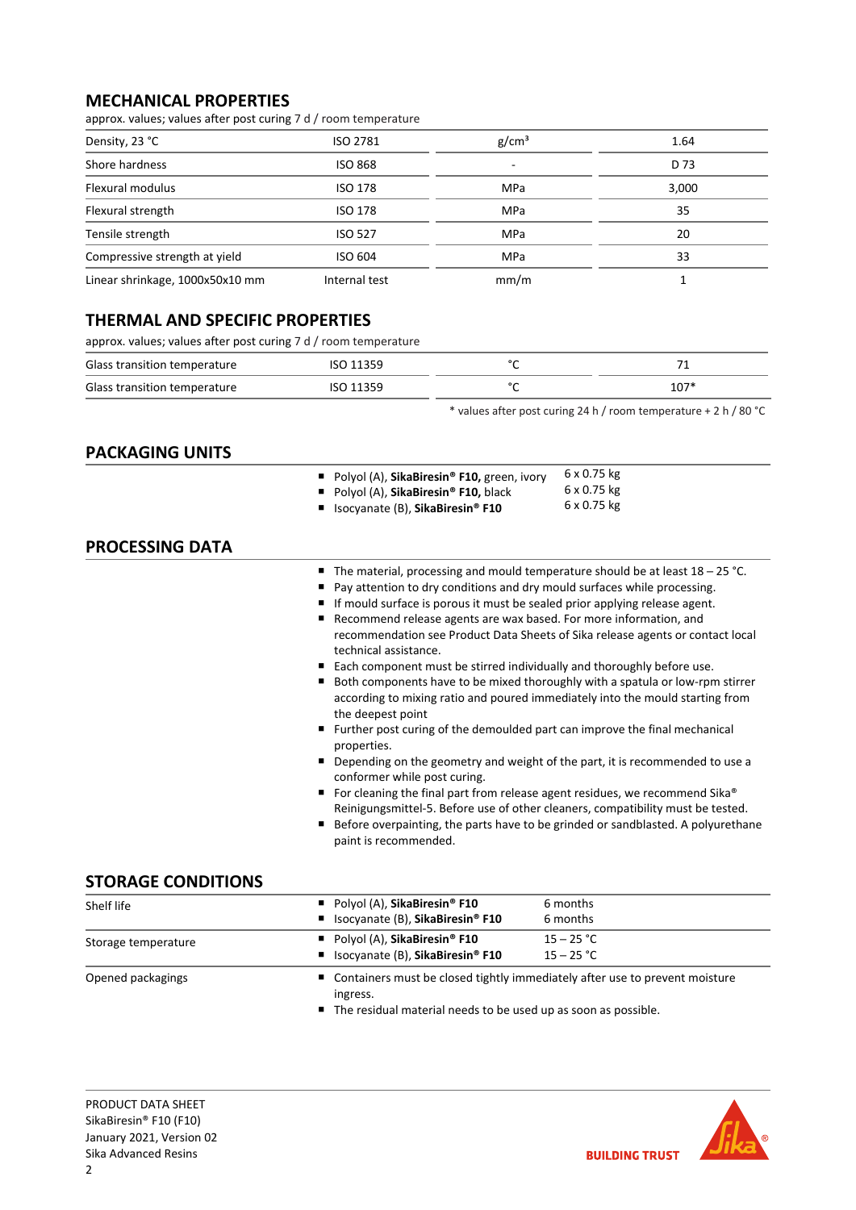## MECHANICAL PROPERTIES

approx. values; values after post curing 7 d / room temperature

| | | | |
|---|---|---|---|
| Density, 23 °C | ISO 2781 | g/cm³ | 1.64 |
| Shore hardness | ISO 868 | - | D 73 |
| Flexural modulus | ISO 178 | MPa | 3,000 |
| Flexural strength | ISO 178 | MPa | 35 |
| Tensile strength | ISO 527 | MPa | 20 |
| Compressive strength at yield | ISO 604 | MPa | 33 |
| Linear shrinkage, 1000x50x10 mm | Internal test | mm/m | 1 |

## THERMAL AND SPECIFIC PROPERTIES

approx. values; values after post curing 7 d / room temperature

| | | | |
|---|---|---|---|
| Glass transition temperature | ISO 11359 | °C | 71 |
| Glass transition temperature | ISO 11359 | °C | 107* |

\* values after post curing 24 h / room temperature + 2 h / 80 °C

## PACKAGING UNITS

| | |
|---|---|
| Polyol (A), **SikaBiresin® F10,** green, ivory | 6 x 0.75 kg |
| Polyol (A), **SikaBiresin® F10,** black | 6 x 0.75 kg |
| Isocyanate (B), **SikaBiresin® F10** | 6 x 0.75 kg |

## PROCESSING DATA

- The material, processing and mould temperature should be at least 18 – 25 °C.
- Pay attention to dry conditions and dry mould surfaces while processing.
- If mould surface is porous it must be sealed prior applying release agent.
- Recommend release agents are wax based. For more information, and recommendation see Product Data Sheets of Sika release agents or contact local technical assistance.
- Each component must be stirred individually and thoroughly before use.
- Both components have to be mixed thoroughly with a spatula or low-rpm stirrer according to mixing ratio and poured immediately into the mould starting from the deepest point
- Further post curing of the demoulded part can improve the final mechanical properties.
- Depending on the geometry and weight of the part, it is recommended to use a conformer while post curing.
- For cleaning the final part from release agent residues, we recommend Sika® Reinigungsmittel-5. Before use of other cleaners, compatibility must be tested.
- Before overpainting, the parts have to be grinded or sandblasted. A polyurethane paint is recommended.

## STORAGE CONDITIONS

| | | |
|---|---|---|
| Shelf life | Polyol (A), **SikaBiresin® F10** | 6 months |
| | Isocyanate (B), **SikaBiresin® F10** | 6 months |
| Storage temperature | Polyol (A), **SikaBiresin® F10** | 15 – 25 °C |
| | Isocyanate (B), **SikaBiresin® F10** | 15 – 25 °C |

**Opened packagings**

- Containers must be closed tightly immediately after use to prevent moisture ingress.
- The residual material needs to be used up as soon as possible.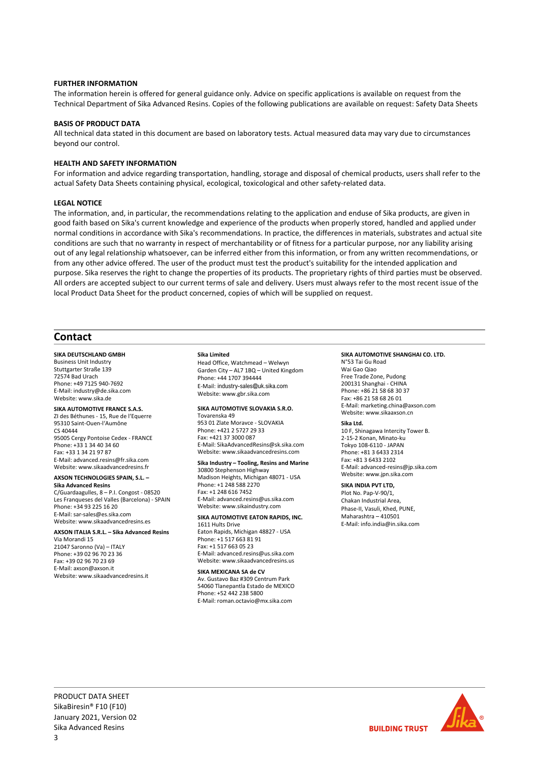### FURTHER INFORMATION

The information herein is offered for general guidance only. Advice on specific applications is available on request from the Technical Department of Sika Advanced Resins. Copies of the following publications are available on request: Safety Data Sheets

### BASIS OF PRODUCT DATA

All technical data stated in this document are based on laboratory tests. Actual measured data may vary due to circumstances beyond our control.

### HEALTH AND SAFETY INFORMATION

For information and advice regarding transportation, handling, storage and disposal of chemical products, users shall refer to the actual Safety Data Sheets containing physical, ecological, toxicological and other safety-related data.

### LEGAL NOTICE

The information, and, in particular, the recommendations relating to the application and enduse of Sika products, are given in good faith based on Sika's current knowledge and experience of the products when properly stored, handled and applied under normal conditions in accordance with Sika's recommendations. In practice, the differences in materials, substrates and actual site conditions are such that no warranty in respect of merchantability or of fitness for a particular purpose, nor any liability arising out of any legal relationship whatsoever, can be inferred either from this information, or from any written recommendations, or from any other advice offered. The user of the product must test the product's suitability for the intended application and purpose. Sika reserves the right to change the properties of its products. The proprietary rights of third parties must be observed. All orders are accepted subject to our current terms of sale and delivery. Users must always refer to the most recent issue of the local Product Data Sheet for the product concerned, copies of which will be supplied on request.

## Contact

**SIKA DEUTSCHLAND GMBH**
Business Unit Industry
Stuttgarter Straße 139
72574 Bad Urach
Phone: +49 7125 940-7692
E-Mail: industry@de.sika.com
Website: www.sika.de

**SIKA AUTOMOTIVE FRANCE S.A.S.**
ZI des Béthunes - 15, Rue de l'Equerre
95310 Saint-Ouen-l'Aumône
CS 40444
95005 Cergy Pontoise Cedex - FRANCE
Phone: +33 1 34 40 34 60
Fax: +33 1 34 21 97 87
E-Mail: advanced.resins@fr.sika.com
Website: www.sikaadvancedresins.fr

**AXSON TECHNOLOGIES SPAIN, S.L. – Sika Advanced Resins**
C/Guardaagulles, 8 – P.I. Congost - 08520
Les Franqueses del Valles (Barcelona) - SPAIN
Phone: +34 93 225 16 20
E-Mail: sar-sales@es.sika.com
Website: www.sikaadvancedresins.es

**AXSON ITALIA S.R.L. – Sika Advanced Resins**
Via Morandi 15
21047 Saronno (Va) – ITALY
Phone: +39 02 96 70 23 36
Fax: +39 02 96 70 23 69
E-Mail: axson@axson.it
Website: www.sikaadvancedresins.it

**Sika Limited**
Head Office, Watchmead – Welwyn
Garden City – AL7 1BQ – United Kingdom
Phone: +44 1707 394444
E-Mail: industry-sales@uk.sika.com
Website: www.gbr.sika.com

**SIKA AUTOMOTIVE SLOVAKIA S.R.O.**
Tovarenska 49
953 01 Zlate Moravce - SLOVAKIA
Phone: +421 2 5727 29 33
Fax: +421 37 3000 087
E-Mail: SikaAdvancedResins@sk.sika.com
Website: www.sikaadvancedresins.com

**Sika Industry – Tooling, Resins and Marine**
30800 Stephenson Highway
Madison Heights, Michigan 48071 - USA
Phone: +1 248 588 2270
Fax: +1 248 616 7452
E-Mail: advanced.resins@us.sika.com
Website: www.sikaindustry.com

**SIKA AUTOMOTIVE EATON RAPIDS, INC.**
1611 Hults Drive
Eaton Rapids, Michigan 48827 - USA
Phone: +1 517 663 81 91
Fax: +1 517 663 05 23
E-Mail: advanced.resins@us.sika.com
Website: www.sikaadvancedresins.us

**SIKA MEXICANA SA de CV**
Av. Gustavo Baz #309 Centrum Park
54060 Tlanepantla Estado de MEXICO
Phone: +52 442 238 5800
E-Mail: roman.octavio@mx.sika.com

**SIKA AUTOMOTIVE SHANGHAI CO. LTD.**
N°53 Tai Gu Road
Wai Gao Qiao
Free Trade Zone, Pudong
200131 Shanghai - CHINA
Phone: +86 21 58 68 30 37
Fax: +86 21 58 68 26 01
E-Mail: marketing.china@axson.com
Website: www.sikaaxson.cn

**Sika Ltd.**
10 F, Shinagawa Intercity Tower B.
2-15-2 Konan, Minato-ku
Tokyo 108-6110 - JAPAN
Phone: +81 3 6433 2314
Fax: +81 3 6433 2102
E-Mail: advanced-resins@jp.sika.com
Website: www.jpn.sika.com

**SIKA INDIA PVT LTD,**
Plot No. Pap-V-90/1,
Chakan Industrial Area,
Phase-II, Vasuli, Khed, PUNE,
Maharashtra – 410501
E-Mail: info.india@in.sika.com